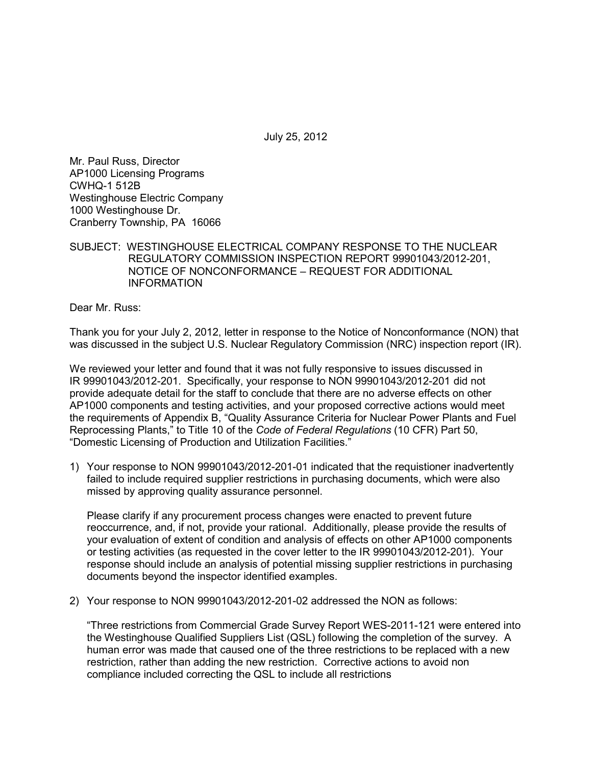July 25, 2012

Mr. Paul Russ, Director  
AP1000 Licensing Programs  
CWHQ-1 512B  
Westinghouse Electric Company  
1000 Westinghouse Dr.  
Cranberry Township, PA 16066

SUBJECT: WESTINGHOUSE ELECTRICAL COMPANY RESPONSE TO THE NUCLEAR REGULATORY COMMISSION INSPECTION REPORT 99901043/2012-201, NOTICE OF NONCONFORMANCE – REQUEST FOR ADDITIONAL INFORMATION

Dear Mr. Russ:

Thank you for your July 2, 2012, letter in response to the Notice of Nonconformance (NON) that was discussed in the subject U.S. Nuclear Regulatory Commission (NRC) inspection report (IR).

We reviewed your letter and found that it was not fully responsive to issues discussed in IR 99901043/2012-201. Specifically, your response to NON 99901043/2012-201 did not provide adequate detail for the staff to conclude that there are no adverse effects on other AP1000 components and testing activities, and your proposed corrective actions would meet the requirements of Appendix B, "Quality Assurance Criteria for Nuclear Power Plants and Fuel Reprocessing Plants," to Title 10 of the *Code of Federal Regulations* (10 CFR) Part 50, "Domestic Licensing of Production and Utilization Facilities."

1) Your response to NON 99901043/2012-201-01 indicated that the requistioner inadvertently failed to include required supplier restrictions in purchasing documents, which were also missed by approving quality assurance personnel.

   Please clarify if any procurement process changes were enacted to prevent future reoccurrence, and, if not, provide your rational. Additionally, please provide the results of your evaluation of extent of condition and analysis of effects on other AP1000 components or testing activities (as requested in the cover letter to the IR 99901043/2012-201). Your response should include an analysis of potential missing supplier restrictions in purchasing documents beyond the inspector identified examples.

2) Your response to NON 99901043/2012-201-02 addressed the NON as follows:

   "Three restrictions from Commercial Grade Survey Report WES-2011-121 were entered into the Westinghouse Qualified Suppliers List (QSL) following the completion of the survey. A human error was made that caused one of the three restrictions to be replaced with a new restriction, rather than adding the new restriction. Corrective actions to avoid non compliance included correcting the QSL to include all restrictions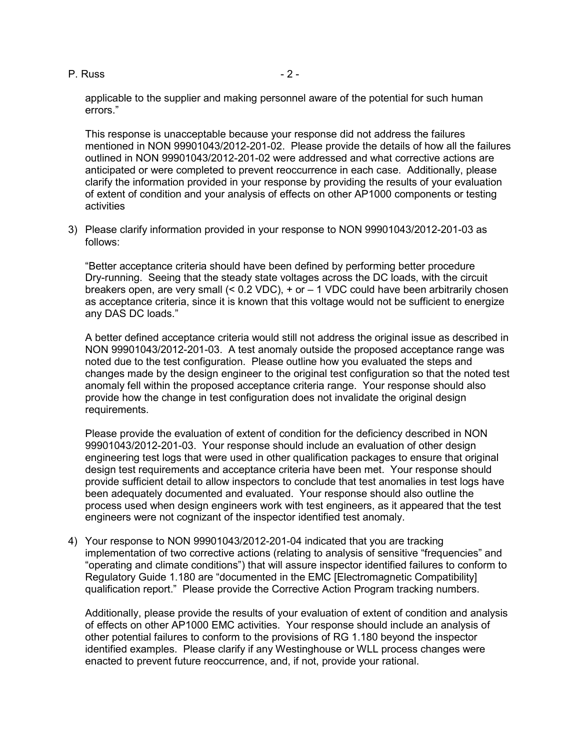applicable to the supplier and making personnel aware of the potential for such human errors."

This response is unacceptable because your response did not address the failures mentioned in NON 99901043/2012-201-02. Please provide the details of how all the failures outlined in NON 99901043/2012-201-02 were addressed and what corrective actions are anticipated or were completed to prevent reoccurrence in each case. Additionally, please clarify the information provided in your response by providing the results of your evaluation of extent of condition and your analysis of effects on other AP1000 components or testing activities

3) Please clarify information provided in your response to NON 99901043/2012-201-03 as follows:

   "Better acceptance criteria should have been defined by performing better procedure Dry-running. Seeing that the steady state voltages across the DC loads, with the circuit breakers open, are very small (< 0.2 VDC), + or – 1 VDC could have been arbitrarily chosen as acceptance criteria, since it is known that this voltage would not be sufficient to energize any DAS DC loads."

   A better defined acceptance criteria would still not address the original issue as described in NON 99901043/2012-201-03. A test anomaly outside the proposed acceptance range was noted due to the test configuration. Please outline how you evaluated the steps and changes made by the design engineer to the original test configuration so that the noted test anomaly fell within the proposed acceptance criteria range. Your response should also provide how the change in test configuration does not invalidate the original design requirements.

   Please provide the evaluation of extent of condition for the deficiency described in NON 99901043/2012-201-03. Your response should include an evaluation of other design engineering test logs that were used in other qualification packages to ensure that original design test requirements and acceptance criteria have been met. Your response should provide sufficient detail to allow inspectors to conclude that test anomalies in test logs have been adequately documented and evaluated. Your response should also outline the process used when design engineers work with test engineers, as it appeared that the test engineers were not cognizant of the inspector identified test anomaly.

4) Your response to NON 99901043/2012-201-04 indicated that you are tracking implementation of two corrective actions (relating to analysis of sensitive "frequencies" and "operating and climate conditions") that will assure inspector identified failures to conform to Regulatory Guide 1.180 are "documented in the EMC [Electromagnetic Compatibility] qualification report." Please provide the Corrective Action Program tracking numbers.

   Additionally, please provide the results of your evaluation of extent of condition and analysis of effects on other AP1000 EMC activities. Your response should include an analysis of other potential failures to conform to the provisions of RG 1.180 beyond the inspector identified examples. Please clarify if any Westinghouse or WLL process changes were enacted to prevent future reoccurrence, and, if not, provide your rational.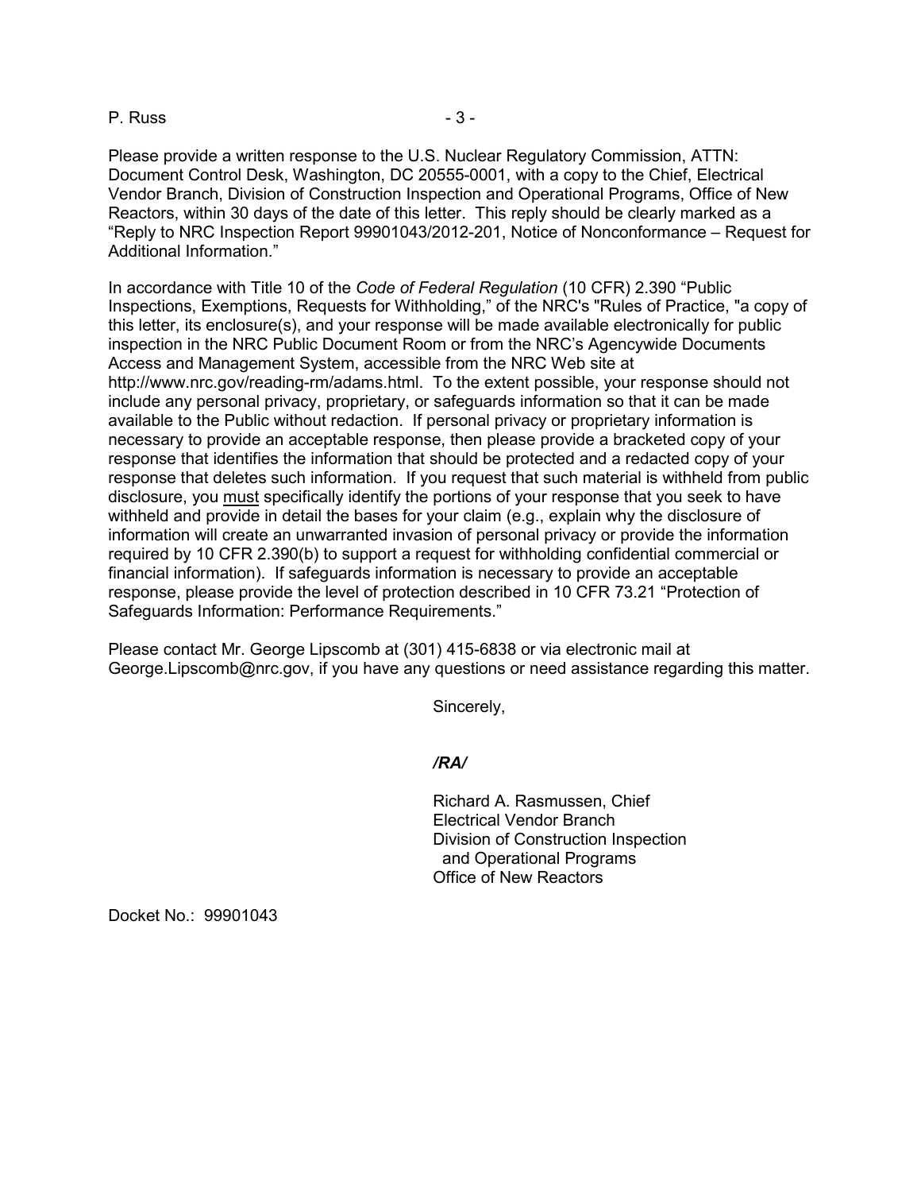Please provide a written response to the U.S. Nuclear Regulatory Commission, ATTN: Document Control Desk, Washington, DC 20555-0001, with a copy to the Chief, Electrical Vendor Branch, Division of Construction Inspection and Operational Programs, Office of New Reactors, within 30 days of the date of this letter. This reply should be clearly marked as a "Reply to NRC Inspection Report 99901043/2012-201, Notice of Nonconformance – Request for Additional Information."

In accordance with Title 10 of the *Code of Federal Regulation* (10 CFR) 2.390 "Public Inspections, Exemptions, Requests for Withholding," of the NRC's "Rules of Practice, "a copy of this letter, its enclosure(s), and your response will be made available electronically for public inspection in the NRC Public Document Room or from the NRC's Agencywide Documents Access and Management System, accessible from the NRC Web site at http://www.nrc.gov/reading-rm/adams.html. To the extent possible, your response should not include any personal privacy, proprietary, or safeguards information so that it can be made available to the Public without redaction. If personal privacy or proprietary information is necessary to provide an acceptable response, then please provide a bracketed copy of your response that identifies the information that should be protected and a redacted copy of your response that deletes such information. If you request that such material is withheld from public disclosure, you <u>must</u> specifically identify the portions of your response that you seek to have withheld and provide in detail the bases for your claim (e.g., explain why the disclosure of information will create an unwarranted invasion of personal privacy or provide the information required by 10 CFR 2.390(b) to support a request for withholding confidential commercial or financial information). If safeguards information is necessary to provide an acceptable response, please provide the level of protection described in 10 CFR 73.21 "Protection of Safeguards Information: Performance Requirements."

Please contact Mr. George Lipscomb at (301) 415-6838 or via electronic mail at George.Lipscomb@nrc.gov, if you have any questions or need assistance regarding this matter.

Sincerely,

***/RA/***

Richard A. Rasmussen, Chief
Electrical Vendor Branch
Division of Construction Inspection
and Operational Programs
Office of New Reactors

Docket No.: 99901043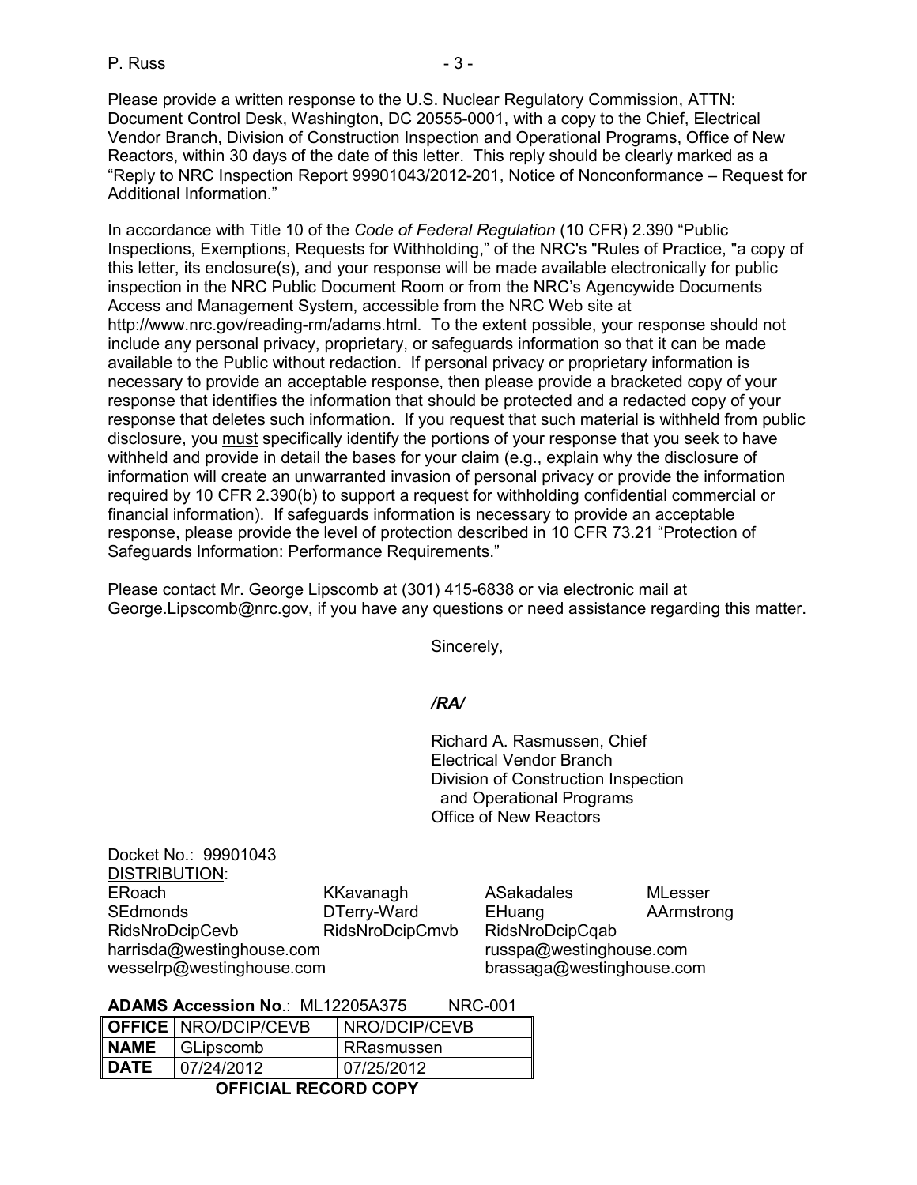Please provide a written response to the U.S. Nuclear Regulatory Commission, ATTN: Document Control Desk, Washington, DC 20555-0001, with a copy to the Chief, Electrical Vendor Branch, Division of Construction Inspection and Operational Programs, Office of New Reactors, within 30 days of the date of this letter. This reply should be clearly marked as a "Reply to NRC Inspection Report 99901043/2012-201, Notice of Nonconformance – Request for Additional Information."

In accordance with Title 10 of the *Code of Federal Regulation* (10 CFR) 2.390 "Public Inspections, Exemptions, Requests for Withholding," of the NRC's "Rules of Practice, "a copy of this letter, its enclosure(s), and your response will be made available electronically for public inspection in the NRC Public Document Room or from the NRC's Agencywide Documents Access and Management System, accessible from the NRC Web site at http://www.nrc.gov/reading-rm/adams.html. To the extent possible, your response should not include any personal privacy, proprietary, or safeguards information so that it can be made available to the Public without redaction. If personal privacy or proprietary information is necessary to provide an acceptable response, then please provide a bracketed copy of your response that identifies the information that should be protected and a redacted copy of your response that deletes such information. If you request that such material is withheld from public disclosure, you must specifically identify the portions of your response that you seek to have withheld and provide in detail the bases for your claim (e.g., explain why the disclosure of information will create an unwarranted invasion of personal privacy or provide the information required by 10 CFR 2.390(b) to support a request for withholding confidential commercial or financial information). If safeguards information is necessary to provide an acceptable response, please provide the level of protection described in 10 CFR 73.21 "Protection of Safeguards Information: Performance Requirements."

Please contact Mr. George Lipscomb at (301) 415-6838 or via electronic mail at George.Lipscomb@nrc.gov, if you have any questions or need assistance regarding this matter.

Sincerely,

***/RA/***

Richard A. Rasmussen, Chief
Electrical Vendor Branch
Division of Construction Inspection
and Operational Programs
Office of New Reactors

Docket No.: 99901043

DISTRIBUTION:

| | | | |
|---|---|---|---|
| ERoach | KKavanagh | ASakadales | MLesser |
| SEdmonds | DTerry-Ward | EHuang | AArmstrong |
| RidsNroDcipCevb | RidsNroDcipCmvb | RidsNroDcipCqab | |
| harrisda@westinghouse.com | | russpa@westinghouse.com | |
| wesselrp@westinghouse.com | | brassaga@westinghouse.com | |

**ADAMS Accession No**.: ML12205A375 NRC-001

| **OFFICE** | NRO/DCIP/CEVB | NRO/DCIP/CEVB |
|---|---|---|
| **NAME** | GLipscomb | RRasmussen |
| **DATE** | 07/24/2012 | 07/25/2012 |

**OFFICIAL RECORD COPY**